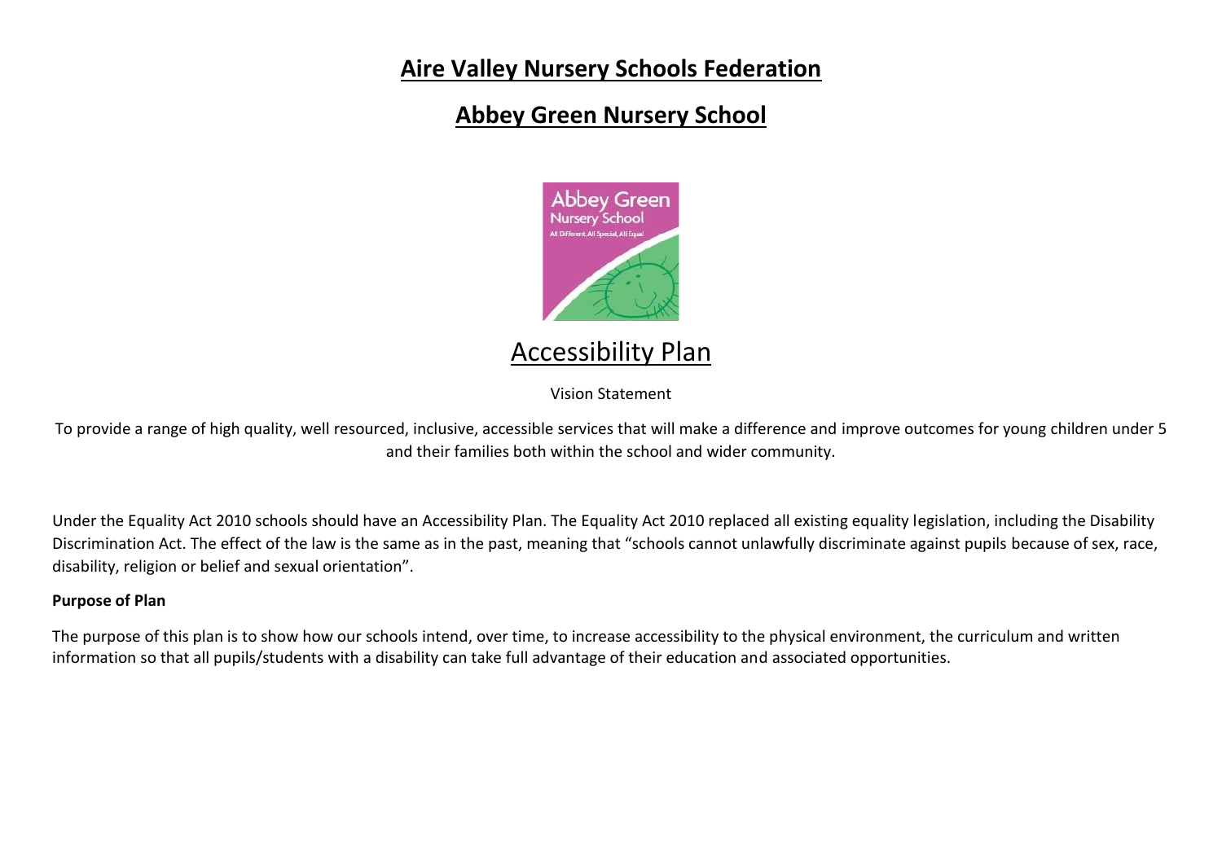# Aire Valley Nursery Schools Federation

## Abbey Green Nursery School

## Accessibility Plan

Vision Statement

To provide a range of high quality, well resourced, inclusive, accessible services that will make a difference and improve outcomes for young children under 5 and their families both within the school and wider community.

Under the Equality Act 2010 schools should have an Accessibility Plan. The Equality Act 2010 replaced all existing equality legislation, including the Disability Discrimination Act. The effect of the law is the same as in the past, meaning that "schools cannot unlawfully discriminate against pupils because of sex, race, disability, religion or belief and sexual orientation".

**Purpose of Plan**

The purpose of this plan is to show how our schools intend, over time, to increase accessibility to the physical environment, the curriculum and written information so that all pupils/students with a disability can take full advantage of their education and associated opportunities.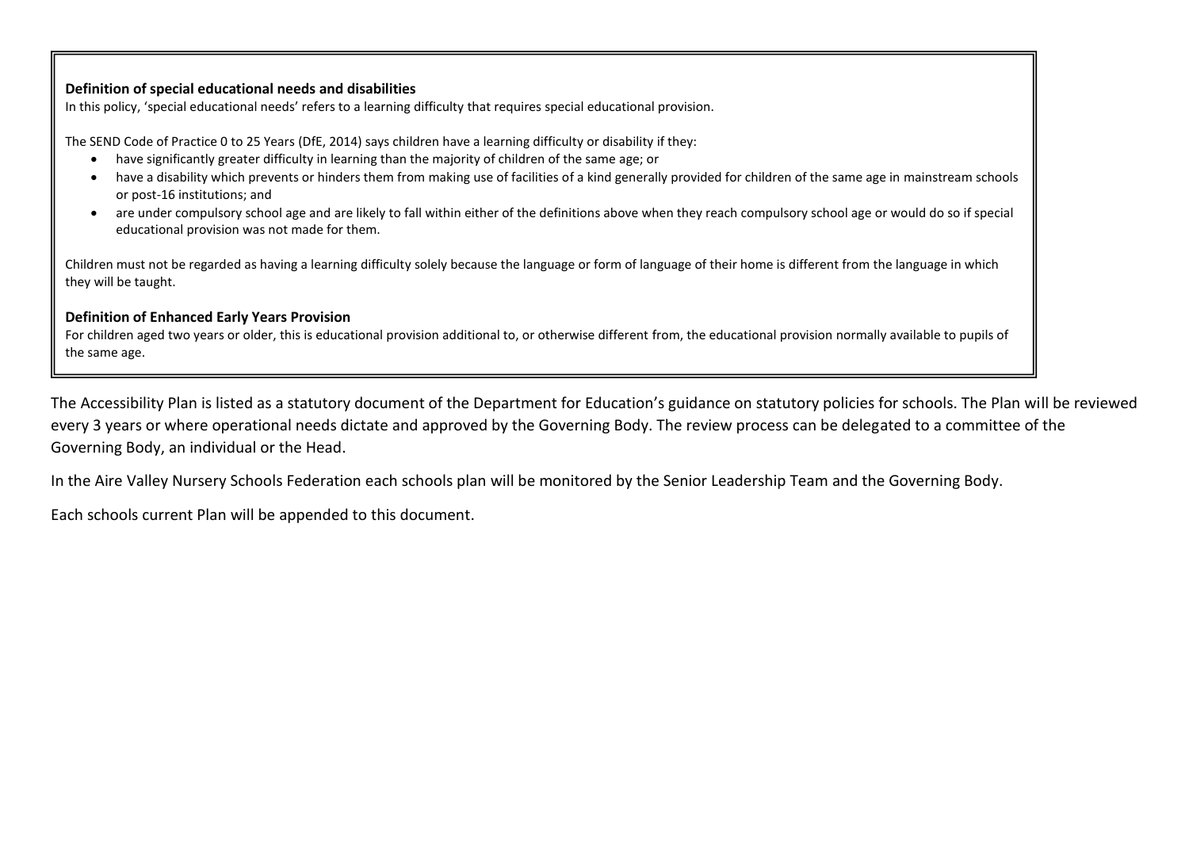**Definition of special educational needs and disabilities**

In this policy, 'special educational needs' refers to a learning difficulty that requires special educational provision.

The SEND Code of Practice 0 to 25 Years (DfE, 2014) says children have a learning difficulty or disability if they:

- have significantly greater difficulty in learning than the majority of children of the same age; or
- have a disability which prevents or hinders them from making use of facilities of a kind generally provided for children of the same age in mainstream schools or post-16 institutions; and
- are under compulsory school age and are likely to fall within either of the definitions above when they reach compulsory school age or would do so if special educational provision was not made for them.

Children must not be regarded as having a learning difficulty solely because the language or form of language of their home is different from the language in which they will be taught.

**Definition of Enhanced Early Years Provision**

For children aged two years or older, this is educational provision additional to, or otherwise different from, the educational provision normally available to pupils of the same age.

The Accessibility Plan is listed as a statutory document of the Department for Education's guidance on statutory policies for schools. The Plan will be reviewed every 3 years or where operational needs dictate and approved by the Governing Body. The review process can be delegated to a committee of the Governing Body, an individual or the Head.

In the Aire Valley Nursery Schools Federation each schools plan will be monitored by the Senior Leadership Team and the Governing Body.

Each schools current Plan will be appended to this document.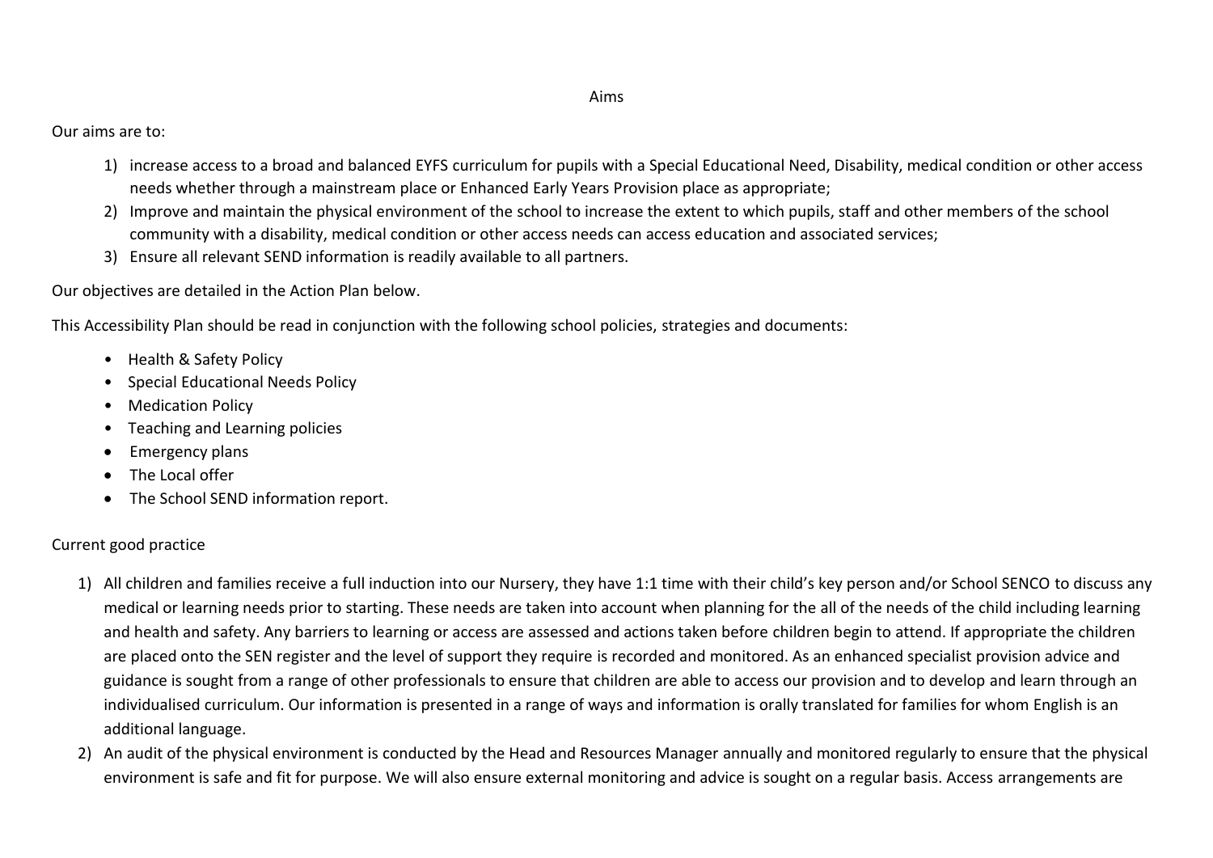## Aims

Our aims are to:

1) increase access to a broad and balanced EYFS curriculum for pupils with a Special Educational Need, Disability, medical condition or other access needs whether through a mainstream place or Enhanced Early Years Provision place as appropriate;
2) Improve and maintain the physical environment of the school to increase the extent to which pupils, staff and other members of the school community with a disability, medical condition or other access needs can access education and associated services;
3) Ensure all relevant SEND information is readily available to all partners.

Our objectives are detailed in the Action Plan below.

This Accessibility Plan should be read in conjunction with the following school policies, strategies and documents:

- Health & Safety Policy
- Special Educational Needs Policy
- Medication Policy
- Teaching and Learning policies
- Emergency plans
- The Local offer
- The School SEND information report.

Current good practice

1) All children and families receive a full induction into our Nursery, they have 1:1 time with their child's key person and/or School SENCO to discuss any medical or learning needs prior to starting. These needs are taken into account when planning for the all of the needs of the child including learning and health and safety. Any barriers to learning or access are assessed and actions taken before children begin to attend. If appropriate the children are placed onto the SEN register and the level of support they require is recorded and monitored. As an enhanced specialist provision advice and guidance is sought from a range of other professionals to ensure that children are able to access our provision and to develop and learn through an individualised curriculum. Our information is presented in a range of ways and information is orally translated for families for whom English is an additional language.
2) An audit of the physical environment is conducted by the Head and Resources Manager annually and monitored regularly to ensure that the physical environment is safe and fit for purpose. We will also ensure external monitoring and advice is sought on a regular basis. Access arrangements are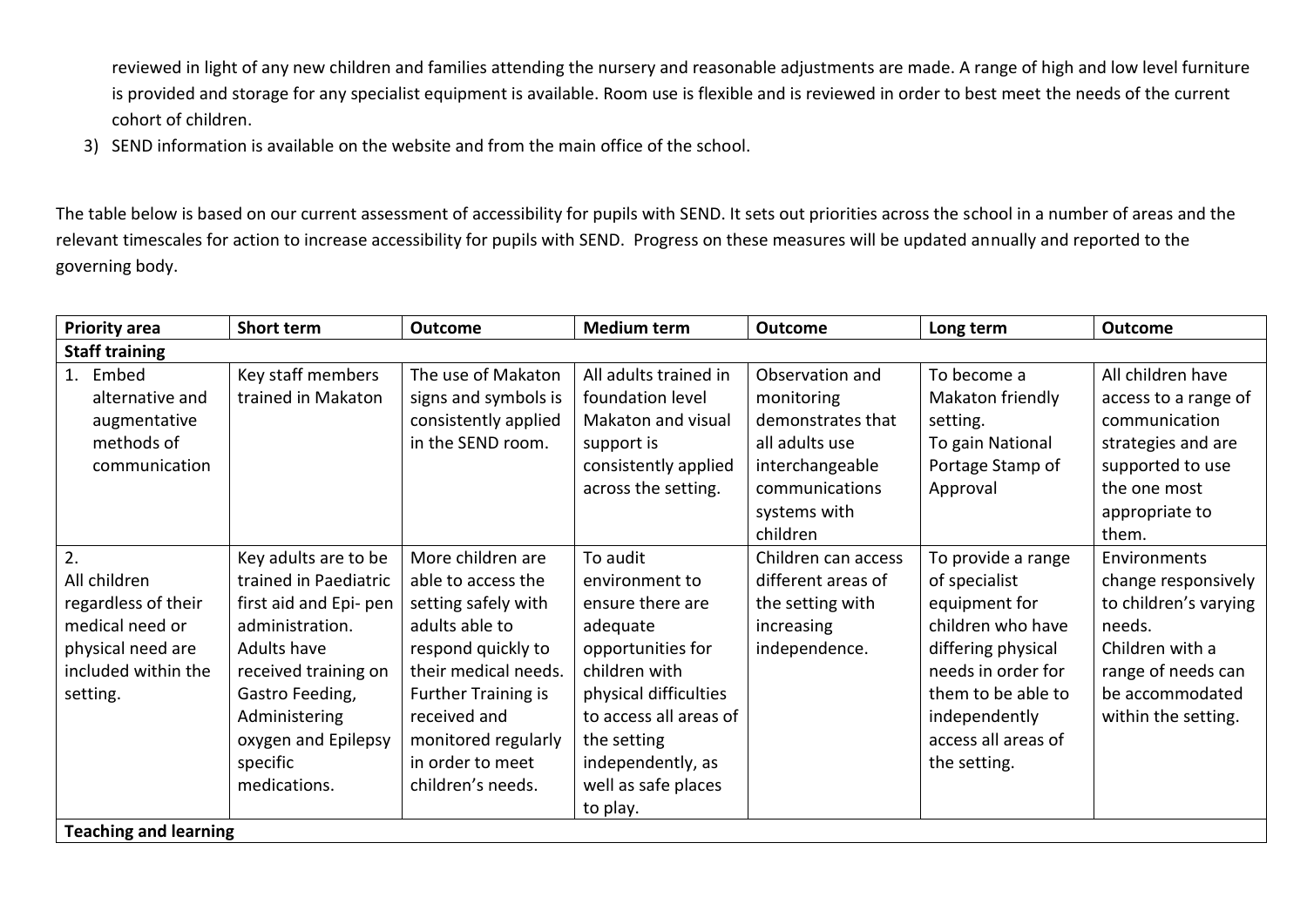reviewed in light of any new children and families attending the nursery and reasonable adjustments are made. A range of high and low level furniture is provided and storage for any specialist equipment is available. Room use is flexible and is reviewed in order to best meet the needs of the current cohort of children.

3) SEND information is available on the website and from the main office of the school.

The table below is based on our current assessment of accessibility for pupils with SEND. It sets out priorities across the school in a number of areas and the relevant timescales for action to increase accessibility for pupils with SEND. Progress on these measures will be updated annually and reported to the governing body.

| Priority area | Short term | Outcome | Medium term | Outcome | Long term | Outcome |
|---|---|---|---|---|---|---|
| **Staff training** | | | | | | |
| 1. Embed alternative and augmentative methods of communication | Key staff members trained in Makaton | The use of Makaton signs and symbols is consistently applied in the SEND room. | All adults trained in foundation level Makaton and visual support is consistently applied across the setting. | Observation and monitoring demonstrates that all adults use interchangeable communications systems with children | To become a Makaton friendly setting. To gain National Portage Stamp of Approval | All children have access to a range of communication strategies and are supported to use the one most appropriate to them. |
| 2. All children regardless of their medical need or physical need are included within the setting. | Key adults are to be trained in Paediatric first aid and Epi- pen administration. Adults have received training on Gastro Feeding, Administering oxygen and Epilepsy specific medications. | More children are able to access the setting safely with adults able to respond quickly to their medical needs. Further Training is received and monitored regularly in order to meet children's needs. | To audit environment to ensure there are adequate opportunities for children with physical difficulties to access all areas of the setting independently, as well as safe places to play. | Children can access different areas of the setting with increasing independence. | To provide a range of specialist equipment for children who have differing physical needs in order for them to be able to independently access all areas of the setting. | Environments change responsively to children's varying needs. Children with a range of needs can be accommodated within the setting. |
| **Teaching and learning** | | | | | | |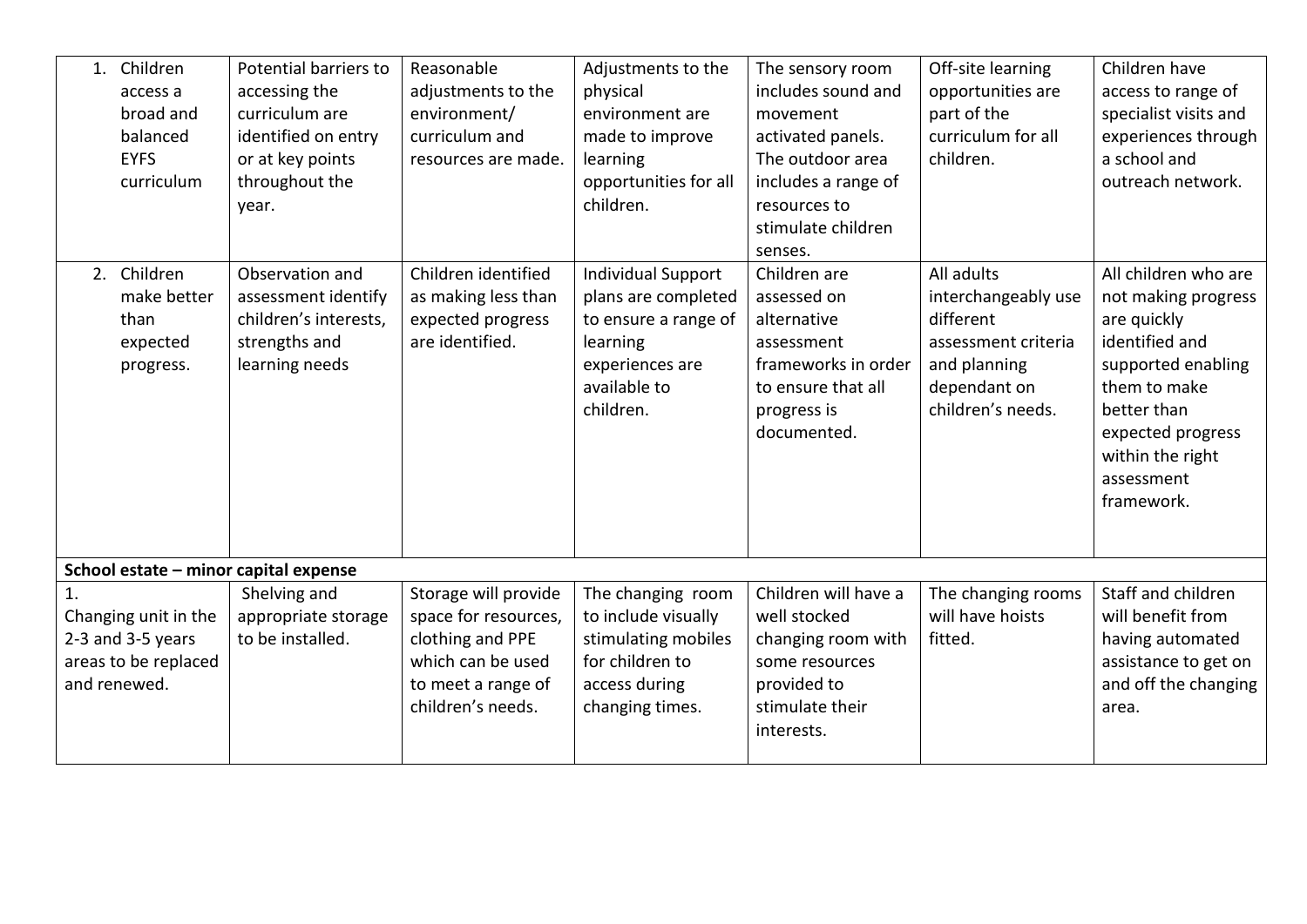| | | | | | | |
|---|---|---|---|---|---|---|
| 1. Children access a broad and balanced EYFS curriculum | Potential barriers to accessing the curriculum are identified on entry or at key points throughout the year. | Reasonable adjustments to the environment/ curriculum and resources are made. | Adjustments to the physical environment are made to improve learning opportunities for all children. | The sensory room includes sound and movement activated panels. The outdoor area includes a range of resources to stimulate children senses. | Off-site learning opportunities are part of the curriculum for all children. | Children have access to range of specialist visits and experiences through a school and outreach network. |
| 2. Children make better than expected progress. | Observation and assessment identify children's interests, strengths and learning needs | Children identified as making less than expected progress are identified. | Individual Support plans are completed to ensure a range of learning experiences are available to children. | Children are assessed on alternative assessment frameworks in order to ensure that all progress is documented. | All adults interchangeably use different assessment criteria and planning dependant on children's needs. | All children who are not making progress are quickly identified and supported enabling them to make better than expected progress within the right assessment framework. |
| **School estate – minor capital expense** | | | | | | |
| 1. Changing unit in the 2-3 and 3-5 years areas to be replaced and renewed. | Shelving and appropriate storage to be installed. | Storage will provide space for resources, clothing and PPE which can be used to meet a range of children's needs. | The changing room to include visually stimulating mobiles for children to access during changing times. | Children will have a well stocked changing room with some resources provided to stimulate their interests. | The changing rooms will have hoists fitted. | Staff and children will benefit from having automated assistance to get on and off the changing area. |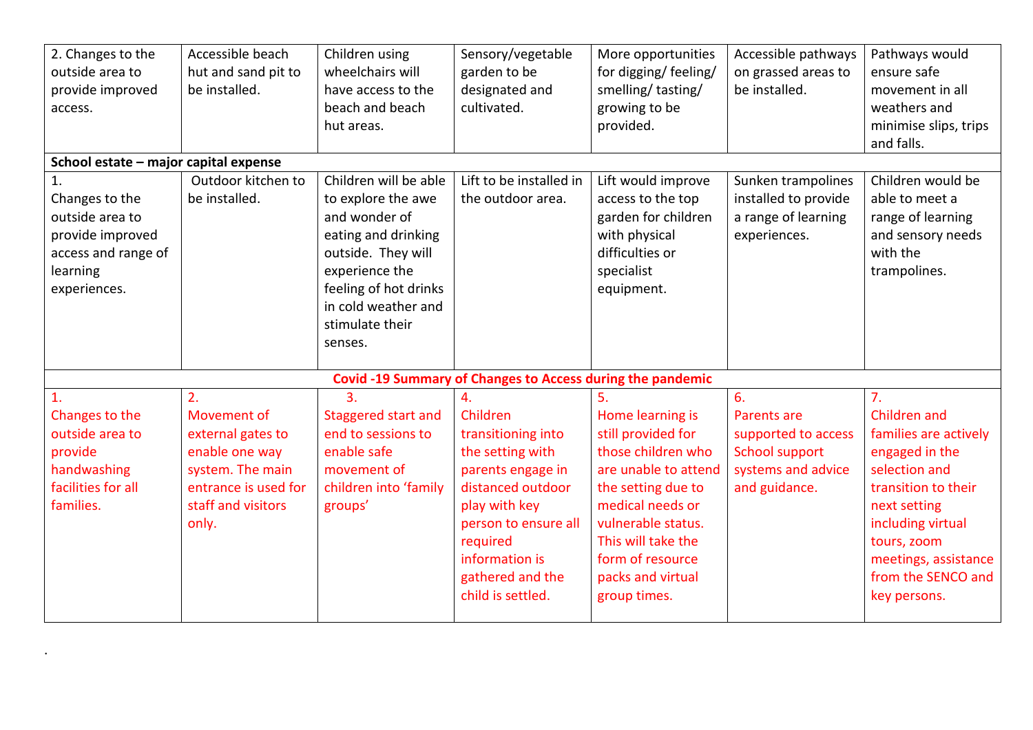| 2. Changes to the outside area to provide improved access. | Accessible beach hut and sand pit to be installed. | Children using wheelchairs will have access to the beach and beach hut areas. | Sensory/vegetable garden to be designated and cultivated. | More opportunities for digging/ feeling/ smelling/ tasting/ growing to be provided. | Accessible pathways on grassed areas to be installed. | Pathways would ensure safe movement in all weathers and minimise slips, trips and falls. |
|---|---|---|---|---|---|---|
| **School estate – major capital expense** | | | | | | |
| 1. Changes to the outside area to provide improved access and range of learning experiences. | Outdoor kitchen to be installed. | Children will be able to explore the awe and wonder of eating and drinking outside. They will experience the feeling of hot drinks in cold weather and stimulate their senses. | Lift to be installed in the outdoor area. | Lift would improve access to the top garden for children with physical difficulties or specialist equipment. | Sunken trampolines installed to provide a range of learning experiences. | Children would be able to meet a range of learning and sensory needs with the trampolines. |
| **Covid -19 Summary of Changes to Access during the pandemic** | | | | | | |
| 1. Changes to the outside area to provide handwashing facilities for all families. | 2. Movement of external gates to enable one way system. The main entrance is used for staff and visitors only. | 3. Staggered start and end to sessions to enable safe movement of children into 'family groups' | 4. Children transitioning into the setting with parents engage in distanced outdoor play with key person to ensure all required information is gathered and the child is settled. | 5. Home learning is still provided for those children who are unable to attend the setting due to medical needs or vulnerable status. This will take the form of resource packs and virtual group times. | 6. Parents are supported to access School support systems and advice and guidance. | 7. Children and families are actively engaged in the selection and transition to their next setting including virtual tours, zoom meetings, assistance from the SENCO and key persons. |

.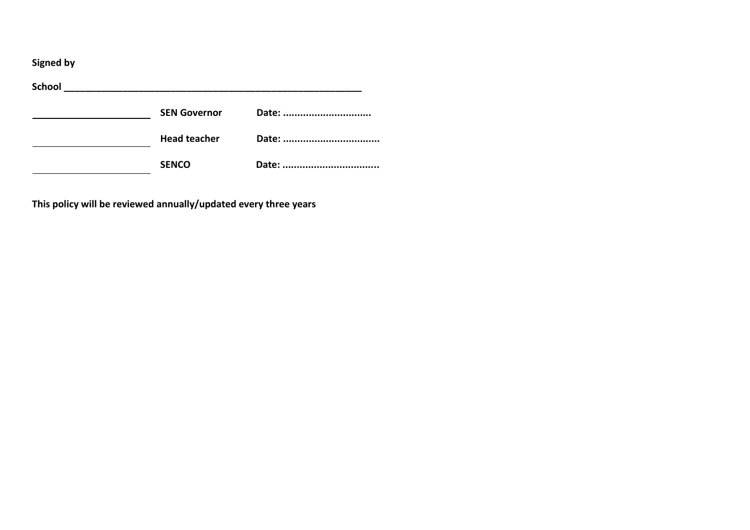**Signed by**

**School \_\_\_\_\_\_\_\_\_\_\_\_\_\_\_\_\_\_\_\_\_\_\_\_\_\_\_\_\_\_\_\_\_\_\_\_\_\_\_\_\_\_\_\_\_\_\_\_\_\_\_\_\_\_\_\_\_\_**

| | | |
|---|---|---|
| \_\_\_\_\_\_\_\_\_\_\_\_\_\_\_\_\_\_\_\_ | **SEN Governor** | **Date: ..............................** |
| \_\_\_\_\_\_\_\_\_\_\_\_\_\_\_\_\_\_\_\_ | **Head teacher** | **Date: .................................** |
| \_\_\_\_\_\_\_\_\_\_\_\_\_\_\_\_\_\_\_\_ | **SENCO** | **Date: .................................** |

**This policy will be reviewed annually/updated every three years**